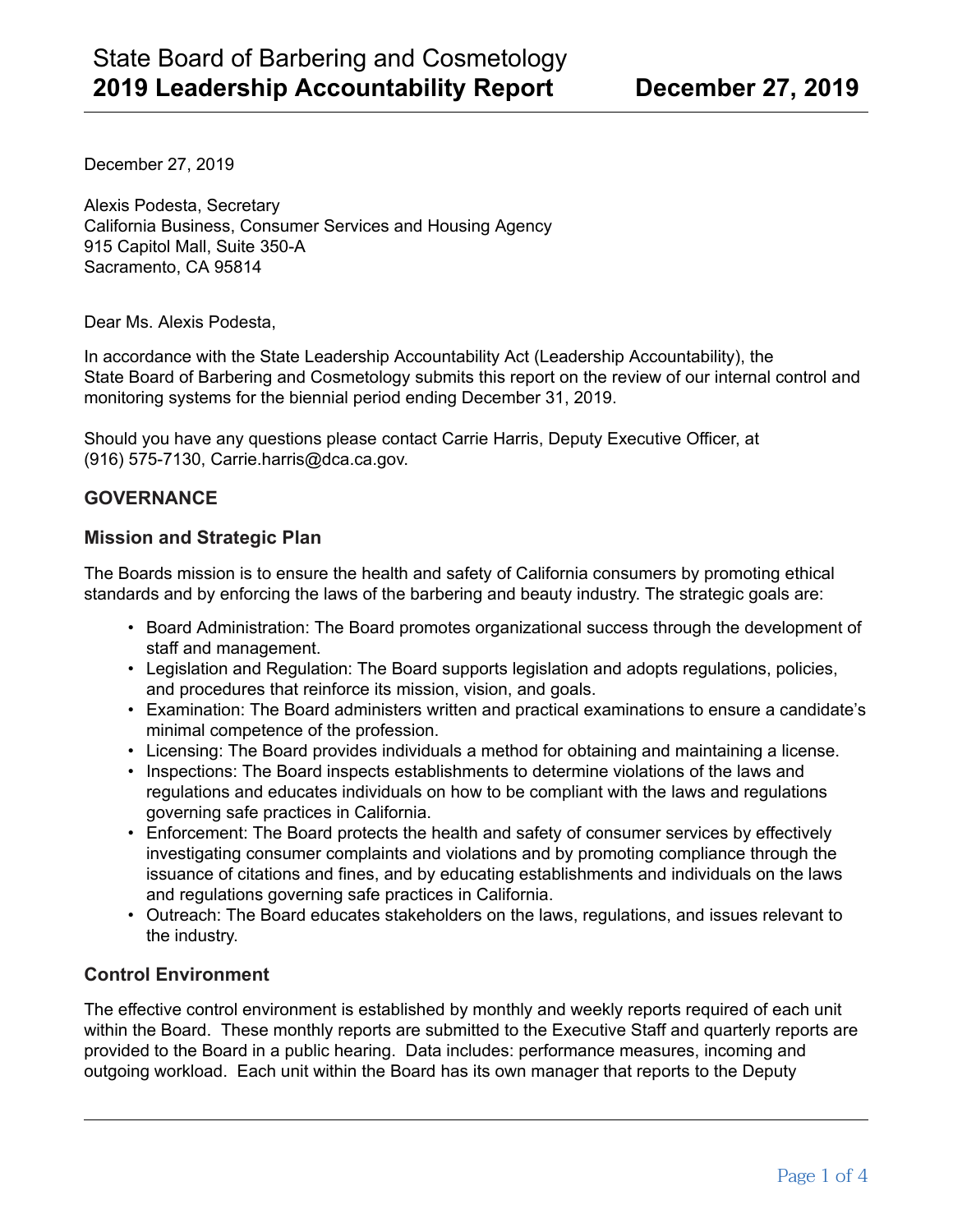# State Board of Barbering and Cosmetology
# 2019 Leadership Accountability Report — December 27, 2019

December 27, 2019

Alexis Podesta, Secretary
California Business, Consumer Services and Housing Agency
915 Capitol Mall, Suite 350-A
Sacramento, CA 95814

Dear Ms. Alexis Podesta,

In accordance with the State Leadership Accountability Act (Leadership Accountability), the State Board of Barbering and Cosmetology submits this report on the review of our internal control and monitoring systems for the biennial period ending December 31, 2019.

Should you have any questions please contact Carrie Harris, Deputy Executive Officer, at (916) 575-7130, Carrie.harris@dca.ca.gov.

## GOVERNANCE

### Mission and Strategic Plan

The Boards mission is to ensure the health and safety of California consumers by promoting ethical standards and by enforcing the laws of the barbering and beauty industry. The strategic goals are:

- Board Administration: The Board promotes organizational success through the development of staff and management.
- Legislation and Regulation: The Board supports legislation and adopts regulations, policies, and procedures that reinforce its mission, vision, and goals.
- Examination: The Board administers written and practical examinations to ensure a candidate's minimal competence of the profession.
- Licensing: The Board provides individuals a method for obtaining and maintaining a license.
- Inspections: The Board inspects establishments to determine violations of the laws and regulations and educates individuals on how to be compliant with the laws and regulations governing safe practices in California.
- Enforcement: The Board protects the health and safety of consumer services by effectively investigating consumer complaints and violations and by promoting compliance through the issuance of citations and fines, and by educating establishments and individuals on the laws and regulations governing safe practices in California.
- Outreach: The Board educates stakeholders on the laws, regulations, and issues relevant to the industry.

### Control Environment

The effective control environment is established by monthly and weekly reports required of each unit within the Board. These monthly reports are submitted to the Executive Staff and quarterly reports are provided to the Board in a public hearing. Data includes: performance measures, incoming and outgoing workload. Each unit within the Board has its own manager that reports to the Deputy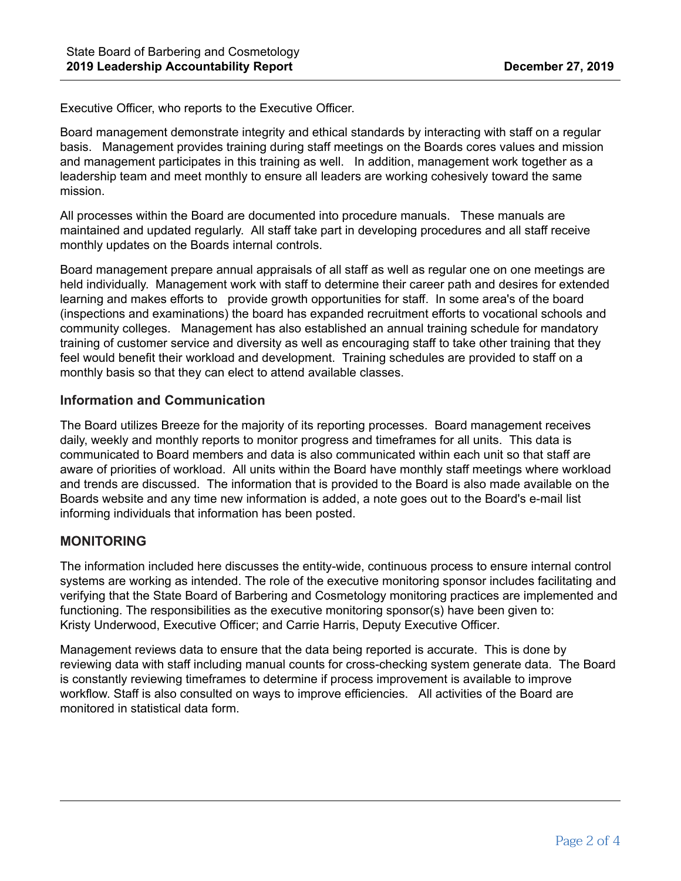Executive Officer, who reports to the Executive Officer.

Board management demonstrate integrity and ethical standards by interacting with staff on a regular basis. Management provides training during staff meetings on the Boards cores values and mission and management participates in this training as well. In addition, management work together as a leadership team and meet monthly to ensure all leaders are working cohesively toward the same mission.

All processes within the Board are documented into procedure manuals. These manuals are maintained and updated regularly. All staff take part in developing procedures and all staff receive monthly updates on the Boards internal controls.

Board management prepare annual appraisals of all staff as well as regular one on one meetings are held individually. Management work with staff to determine their career path and desires for extended learning and makes efforts to provide growth opportunities for staff. In some area's of the board (inspections and examinations) the board has expanded recruitment efforts to vocational schools and community colleges. Management has also established an annual training schedule for mandatory training of customer service and diversity as well as encouraging staff to take other training that they feel would benefit their workload and development. Training schedules are provided to staff on a monthly basis so that they can elect to attend available classes.

### Information and Communication

The Board utilizes Breeze for the majority of its reporting processes. Board management receives daily, weekly and monthly reports to monitor progress and timeframes for all units. This data is communicated to Board members and data is also communicated within each unit so that staff are aware of priorities of workload. All units within the Board have monthly staff meetings where workload and trends are discussed. The information that is provided to the Board is also made available on the Boards website and any time new information is added, a note goes out to the Board's e-mail list informing individuals that information has been posted.

## MONITORING

The information included here discusses the entity-wide, continuous process to ensure internal control systems are working as intended. The role of the executive monitoring sponsor includes facilitating and verifying that the State Board of Barbering and Cosmetology monitoring practices are implemented and functioning. The responsibilities as the executive monitoring sponsor(s) have been given to: Kristy Underwood, Executive Officer; and Carrie Harris, Deputy Executive Officer.

Management reviews data to ensure that the data being reported is accurate. This is done by reviewing data with staff including manual counts for cross-checking system generate data. The Board is constantly reviewing timeframes to determine if process improvement is available to improve workflow. Staff is also consulted on ways to improve efficiencies. All activities of the Board are monitored in statistical data form.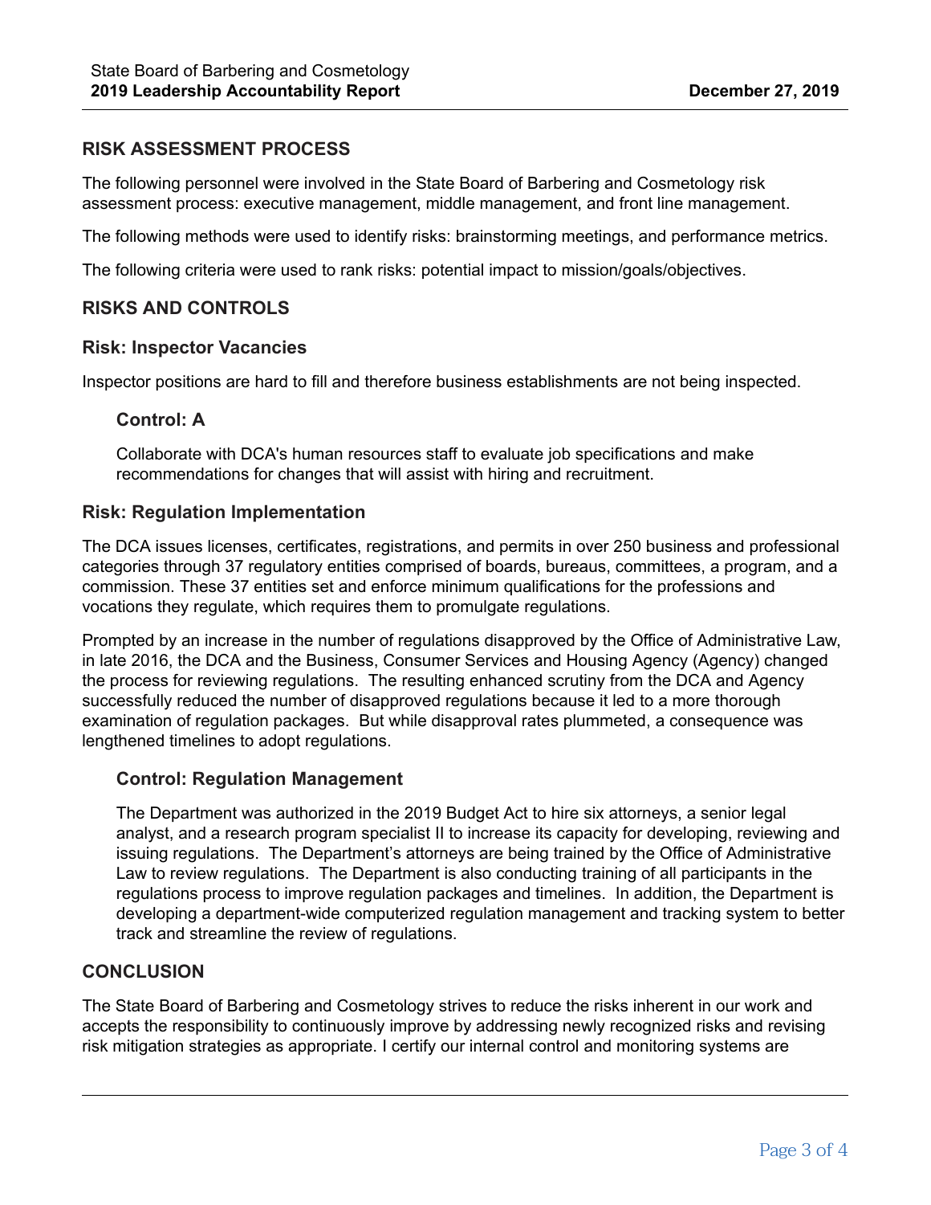## RISK ASSESSMENT PROCESS

The following personnel were involved in the State Board of Barbering and Cosmetology risk assessment process: executive management, middle management, and front line management.

The following methods were used to identify risks: brainstorming meetings, and performance metrics.

The following criteria were used to rank risks: potential impact to mission/goals/objectives.

## RISKS AND CONTROLS

### Risk: Inspector Vacancies

Inspector positions are hard to fill and therefore business establishments are not being inspected.

#### Control: A

Collaborate with DCA's human resources staff to evaluate job specifications and make recommendations for changes that will assist with hiring and recruitment.

### Risk: Regulation Implementation

The DCA issues licenses, certificates, registrations, and permits in over 250 business and professional categories through 37 regulatory entities comprised of boards, bureaus, committees, a program, and a commission. These 37 entities set and enforce minimum qualifications for the professions and vocations they regulate, which requires them to promulgate regulations.

Prompted by an increase in the number of regulations disapproved by the Office of Administrative Law, in late 2016, the DCA and the Business, Consumer Services and Housing Agency (Agency) changed the process for reviewing regulations. The resulting enhanced scrutiny from the DCA and Agency successfully reduced the number of disapproved regulations because it led to a more thorough examination of regulation packages. But while disapproval rates plummeted, a consequence was lengthened timelines to adopt regulations.

#### Control: Regulation Management

The Department was authorized in the 2019 Budget Act to hire six attorneys, a senior legal analyst, and a research program specialist II to increase its capacity for developing, reviewing and issuing regulations. The Department's attorneys are being trained by the Office of Administrative Law to review regulations. The Department is also conducting training of all participants in the regulations process to improve regulation packages and timelines. In addition, the Department is developing a department-wide computerized regulation management and tracking system to better track and streamline the review of regulations.

## CONCLUSION

The State Board of Barbering and Cosmetology strives to reduce the risks inherent in our work and accepts the responsibility to continuously improve by addressing newly recognized risks and revising risk mitigation strategies as appropriate. I certify our internal control and monitoring systems are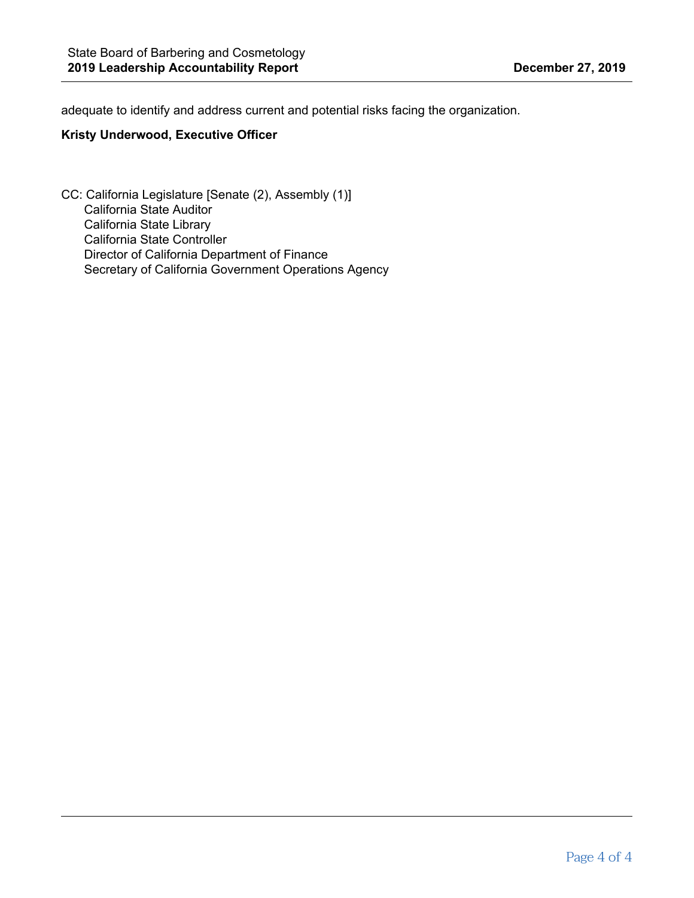adequate to identify and address current and potential risks facing the organization.

**Kristy Underwood, Executive Officer**

CC: California Legislature [Senate (2), Assembly (1)]
California State Auditor
California State Library
California State Controller
Director of California Department of Finance
Secretary of California Government Operations Agency